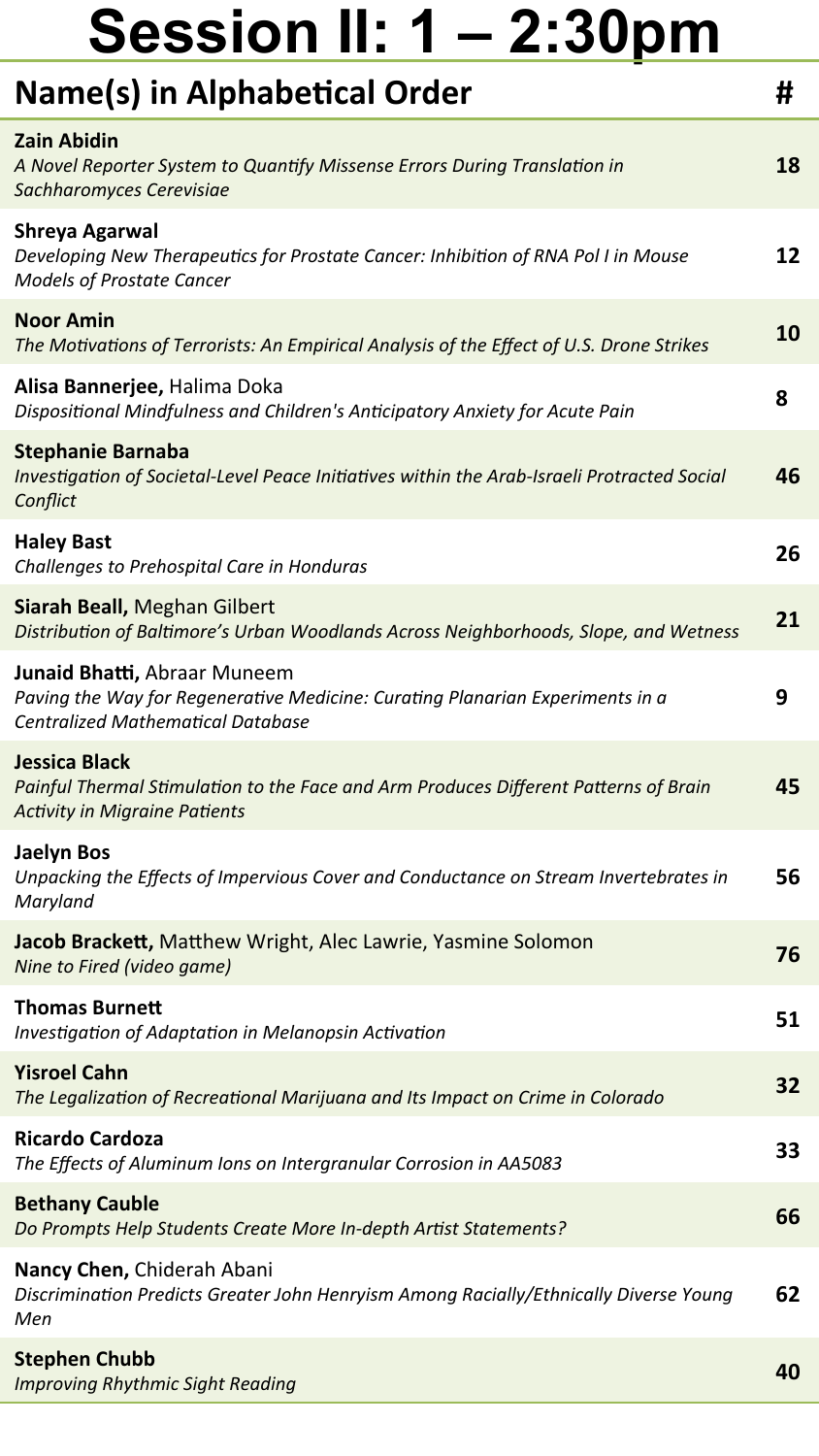# Session II: 1 – 2:30pm

| Name(s) in Alphabetical Order | # |
|---|---|
| **Zain Abidin**<br>*A Novel Reporter System to Quantify Missense Errors During Translation in Sachharomyces Cerevisiae* | 18 |
| **Shreya Agarwal**<br>*Developing New Therapeutics for Prostate Cancer: Inhibition of RNA Pol I in Mouse Models of Prostate Cancer* | 12 |
| **Noor Amin**<br>*The Motivations of Terrorists: An Empirical Analysis of the Effect of U.S. Drone Strikes* | 10 |
| **Alisa Bannerjee,** Halima Doka<br>*Dispositional Mindfulness and Children's Anticipatory Anxiety for Acute Pain* | 8 |
| **Stephanie Barnaba**<br>*Investigation of Societal-Level Peace Initiatives within the Arab-Israeli Protracted Social Conflict* | 46 |
| **Haley Bast**<br>*Challenges to Prehospital Care in Honduras* | 26 |
| **Siarah Beall,** Meghan Gilbert<br>*Distribution of Baltimore's Urban Woodlands Across Neighborhoods, Slope, and Wetness* | 21 |
| **Junaid Bhatti,** Abraar Muneem<br>*Paving the Way for Regenerative Medicine: Curating Planarian Experiments in a Centralized Mathematical Database* | 9 |
| **Jessica Black**<br>*Painful Thermal Stimulation to the Face and Arm Produces Different Patterns of Brain Activity in Migraine Patients* | 45 |
| **Jaelyn Bos**<br>*Unpacking the Effects of Impervious Cover and Conductance on Stream Invertebrates in Maryland* | 56 |
| **Jacob Brackett,** Matthew Wright, Alec Lawrie, Yasmine Solomon<br>*Nine to Fired (video game)* | 76 |
| **Thomas Burnett**<br>*Investigation of Adaptation in Melanopsin Activation* | 51 |
| **Yisroel Cahn**<br>*The Legalization of Recreational Marijuana and Its Impact on Crime in Colorado* | 32 |
| **Ricardo Cardoza**<br>*The Effects of Aluminum Ions on Intergranular Corrosion in AA5083* | 33 |
| **Bethany Cauble**<br>*Do Prompts Help Students Create More In-depth Artist Statements?* | 66 |
| **Nancy Chen,** Chiderah Abani<br>*Discrimination Predicts Greater John Henryism Among Racially/Ethnically Diverse Young Men* | 62 |
| **Stephen Chubb**<br>*Improving Rhythmic Sight Reading* | 40 |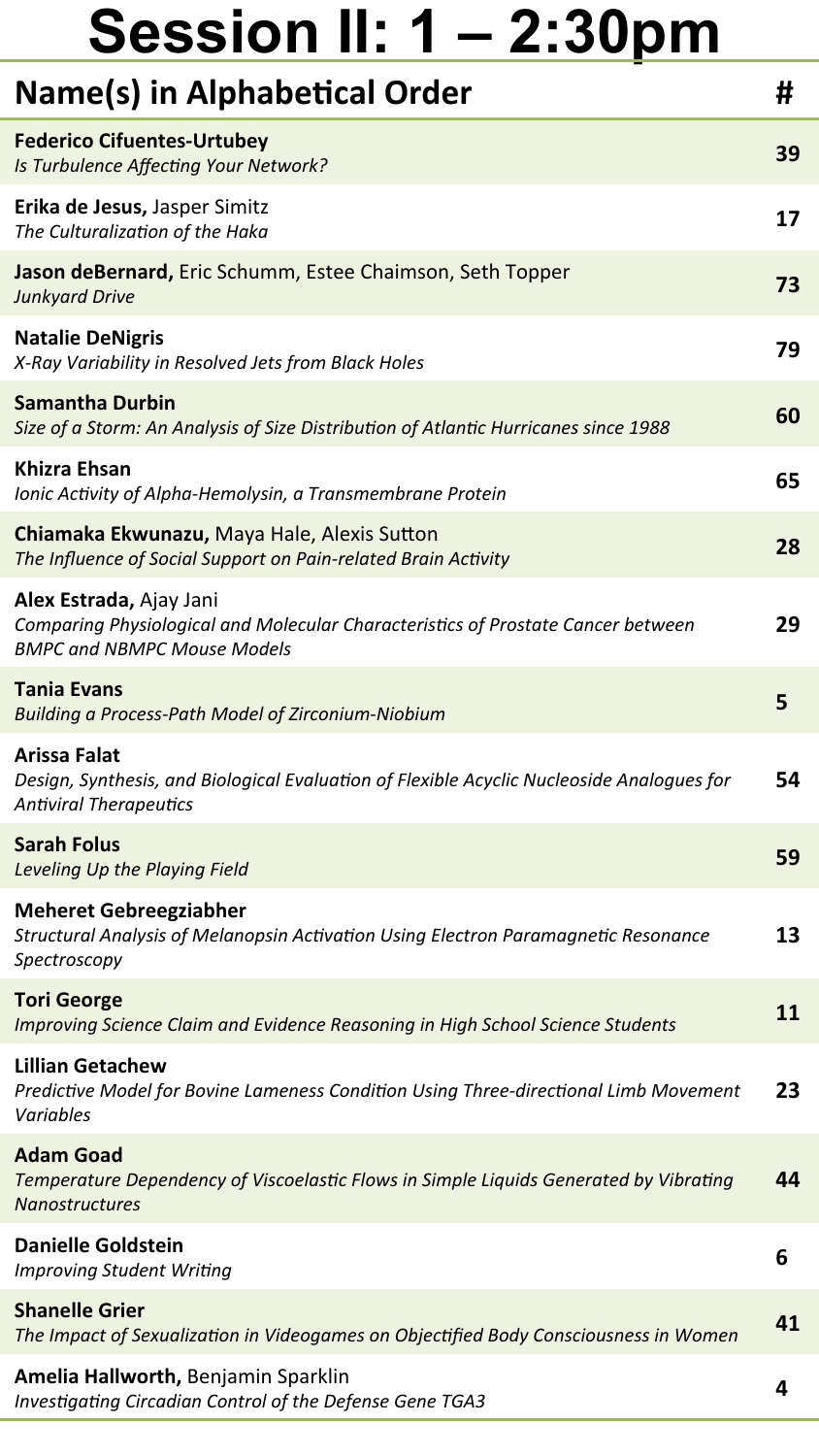# Session II: 1 – 2:30pm

| Name(s) in Alphabetical Order | # |
|---|---|
| **Federico Cifuentes-Urtubey**<br>*Is Turbulence Affecting Your Network?* | 39 |
| **Erika de Jesus,** Jasper Simitz<br>*The Culturalization of the Haka* | 17 |
| **Jason deBernard,** Eric Schumm, Estee Chaimson, Seth Topper<br>*Junkyard Drive* | 73 |
| **Natalie DeNigris**<br>*X-Ray Variability in Resolved Jets from Black Holes* | 79 |
| **Samantha Durbin**<br>*Size of a Storm: An Analysis of Size Distribution of Atlantic Hurricanes since 1988* | 60 |
| **Khizra Ehsan**<br>*Ionic Activity of Alpha-Hemolysin, a Transmembrane Protein* | 65 |
| **Chiamaka Ekwunazu,** Maya Hale, Alexis Sutton<br>*The Influence of Social Support on Pain-related Brain Activity* | 28 |
| **Alex Estrada,** Ajay Jani<br>*Comparing Physiological and Molecular Characteristics of Prostate Cancer between BMPC and NBMPC Mouse Models* | 29 |
| **Tania Evans**<br>*Building a Process-Path Model of Zirconium-Niobium* | 5 |
| **Arissa Falat**<br>*Design, Synthesis, and Biological Evaluation of Flexible Acyclic Nucleoside Analogues for Antiviral Therapeutics* | 54 |
| **Sarah Folus**<br>*Leveling Up the Playing Field* | 59 |
| **Meheret Gebreegziabher**<br>*Structural Analysis of Melanopsin Activation Using Electron Paramagnetic Resonance Spectroscopy* | 13 |
| **Tori George**<br>*Improving Science Claim and Evidence Reasoning in High School Science Students* | 11 |
| **Lillian Getachew**<br>*Predictive Model for Bovine Lameness Condition Using Three-directional Limb Movement Variables* | 23 |
| **Adam Goad**<br>*Temperature Dependency of Viscoelastic Flows in Simple Liquids Generated by Vibrating Nanostructures* | 44 |
| **Danielle Goldstein**<br>*Improving Student Writing* | 6 |
| **Shanelle Grier**<br>*The Impact of Sexualization in Videogames on Objectified Body Consciousness in Women* | 41 |
| **Amelia Hallworth,** Benjamin Sparklin<br>*Investigating Circadian Control of the Defense Gene TGA3* | 4 |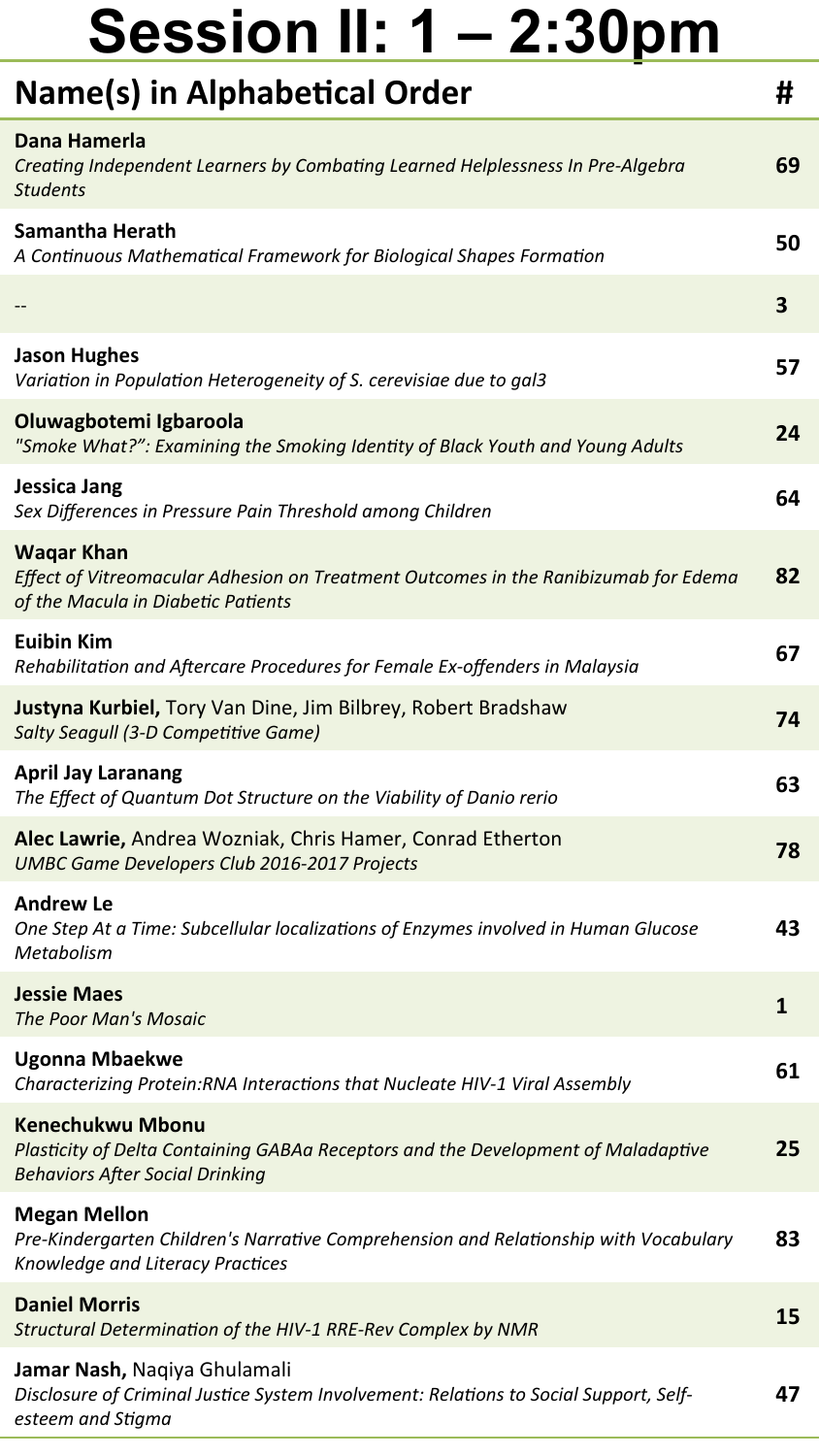# Session II: 1 – 2:30pm

| Name(s) in Alphabetical Order | # |
|---|---|
| **Dana Hamerla**<br>*Creating Independent Learners by Combating Learned Helplessness In Pre-Algebra Students* | **69** |
| **Samantha Herath**<br>*A Continuous Mathematical Framework for Biological Shapes Formation* | **50** |
| -- | **3** |
| **Jason Hughes**<br>*Variation in Population Heterogeneity of S. cerevisiae due to gal3* | **57** |
| **Oluwagbotemi Igbaroola**<br>*"Smoke What?": Examining the Smoking Identity of Black Youth and Young Adults* | **24** |
| **Jessica Jang**<br>*Sex Differences in Pressure Pain Threshold among Children* | **64** |
| **Waqar Khan**<br>*Effect of Vitreomacular Adhesion on Treatment Outcomes in the Ranibizumab for Edema of the Macula in Diabetic Patients* | **82** |
| **Euibin Kim**<br>*Rehabilitation and Aftercare Procedures for Female Ex-offenders in Malaysia* | **67** |
| **Justyna Kurbiel,** Tory Van Dine, Jim Bilbrey, Robert Bradshaw<br>*Salty Seagull (3-D Competitive Game)* | **74** |
| **April Jay Laranang**<br>*The Effect of Quantum Dot Structure on the Viability of Danio rerio* | **63** |
| **Alec Lawrie,** Andrea Wozniak, Chris Hamer, Conrad Etherton<br>*UMBC Game Developers Club 2016-2017 Projects* | **78** |
| **Andrew Le**<br>*One Step At a Time: Subcellular localizations of Enzymes involved in Human Glucose Metabolism* | **43** |
| **Jessie Maes**<br>*The Poor Man's Mosaic* | **1** |
| **Ugonna Mbaekwe**<br>*Characterizing Protein:RNA Interactions that Nucleate HIV-1 Viral Assembly* | **61** |
| **Kenechukwu Mbonu**<br>*Plasticity of Delta Containing GABAa Receptors and the Development of Maladaptive Behaviors After Social Drinking* | **25** |
| **Megan Mellon**<br>*Pre-Kindergarten Children's Narrative Comprehension and Relationship with Vocabulary Knowledge and Literacy Practices* | **83** |
| **Daniel Morris**<br>*Structural Determination of the HIV-1 RRE-Rev Complex by NMR* | **15** |
| **Jamar Nash,** Naqiya Ghulamali<br>*Disclosure of Criminal Justice System Involvement: Relations to Social Support, Self-esteem and Stigma* | **47** |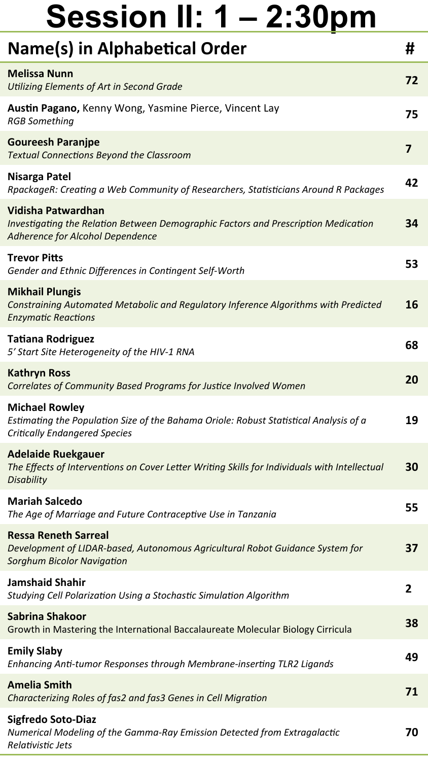# Session II: 1 – 2:30pm

| Name(s) in Alphabetical Order | # |
|---|---|
| **Melissa Nunn**<br>*Utilizing Elements of Art in Second Grade* | 72 |
| **Austin Pagano,** Kenny Wong, Yasmine Pierce, Vincent Lay<br>*RGB Something* | 75 |
| **Goureesh Paranjpe**<br>*Textual Connections Beyond the Classroom* | 7 |
| **Nisarga Patel**<br>*RpackageR: Creating a Web Community of Researchers, Statisticians Around R Packages* | 42 |
| **Vidisha Patwardhan**<br>*Investigating the Relation Between Demographic Factors and Prescription Medication Adherence for Alcohol Dependence* | 34 |
| **Trevor Pitts**<br>*Gender and Ethnic Differences in Contingent Self-Worth* | 53 |
| **Mikhail Plungis**<br>*Constraining Automated Metabolic and Regulatory Inference Algorithms with Predicted Enzymatic Reactions* | 16 |
| **Tatiana Rodriguez**<br>*5' Start Site Heterogeneity of the HIV-1 RNA* | 68 |
| **Kathryn Ross**<br>*Correlates of Community Based Programs for Justice Involved Women* | 20 |
| **Michael Rowley**<br>*Estimating the Population Size of the Bahama Oriole: Robust Statistical Analysis of a Critically Endangered Species* | 19 |
| **Adelaide Ruekgauer**<br>*The Effects of Interventions on Cover Letter Writing Skills for Individuals with Intellectual Disability* | 30 |
| **Mariah Salcedo**<br>*The Age of Marriage and Future Contraceptive Use in Tanzania* | 55 |
| **Ressa Reneth Sarreal**<br>*Development of LIDAR-based, Autonomous Agricultural Robot Guidance System for Sorghum Bicolor Navigation* | 37 |
| **Jamshaid Shahir**<br>*Studying Cell Polarization Using a Stochastic Simulation Algorithm* | 2 |
| **Sabrina Shakoor**<br>Growth in Mastering the International Baccalaureate Molecular Biology Cirricula | 38 |
| **Emily Slaby**<br>*Enhancing Anti-tumor Responses through Membrane-inserting TLR2 Ligands* | 49 |
| **Amelia Smith**<br>*Characterizing Roles of fas2 and fas3 Genes in Cell Migration* | 71 |
| **Sigfredo Soto-Diaz**<br>*Numerical Modeling of the Gamma-Ray Emission Detected from Extragalactic Relativistic Jets* | 70 |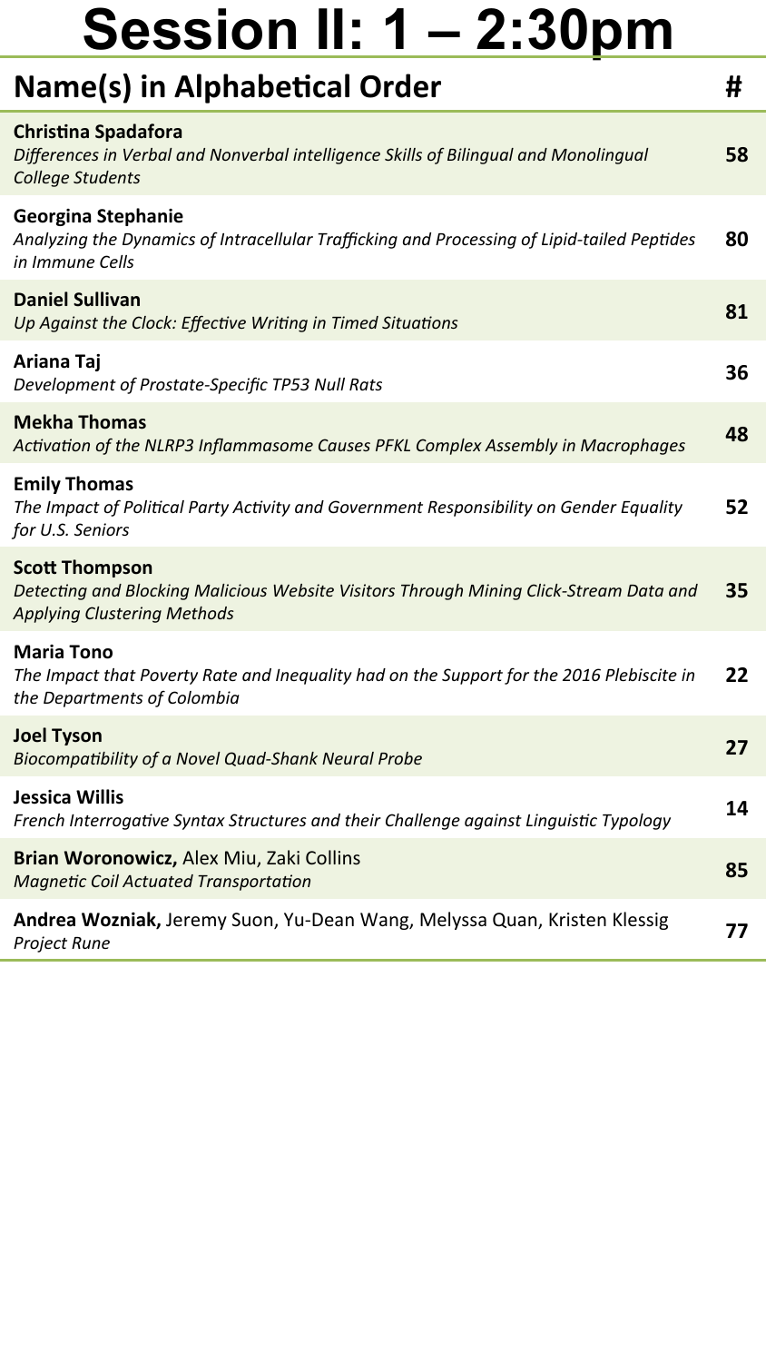# Session II: 1 – 2:30pm

| Name(s) in Alphabetical Order | # |
|---|---|
| **Christina Spadafora**<br>*Differences in Verbal and Nonverbal intelligence Skills of Bilingual and Monolingual College Students* | 58 |
| **Georgina Stephanie**<br>*Analyzing the Dynamics of Intracellular Trafficking and Processing of Lipid-tailed Peptides in Immune Cells* | 80 |
| **Daniel Sullivan**<br>*Up Against the Clock: Effective Writing in Timed Situations* | 81 |
| **Ariana Taj**<br>*Development of Prostate-Specific TP53 Null Rats* | 36 |
| **Mekha Thomas**<br>*Activation of the NLRP3 Inflammasome Causes PFKL Complex Assembly in Macrophages* | 48 |
| **Emily Thomas**<br>*The Impact of Political Party Activity and Government Responsibility on Gender Equality for U.S. Seniors* | 52 |
| **Scott Thompson**<br>*Detecting and Blocking Malicious Website Visitors Through Mining Click-Stream Data and Applying Clustering Methods* | 35 |
| **Maria Tono**<br>*The Impact that Poverty Rate and Inequality had on the Support for the 2016 Plebiscite in the Departments of Colombia* | 22 |
| **Joel Tyson**<br>*Biocompatibility of a Novel Quad-Shank Neural Probe* | 27 |
| **Jessica Willis**<br>*French Interrogative Syntax Structures and their Challenge against Linguistic Typology* | 14 |
| **Brian Woronowicz,** Alex Miu, Zaki Collins<br>*Magnetic Coil Actuated Transportation* | 85 |
| **Andrea Wozniak,** Jeremy Suon, Yu-Dean Wang, Melyssa Quan, Kristen Klessig<br>*Project Rune* | 77 |